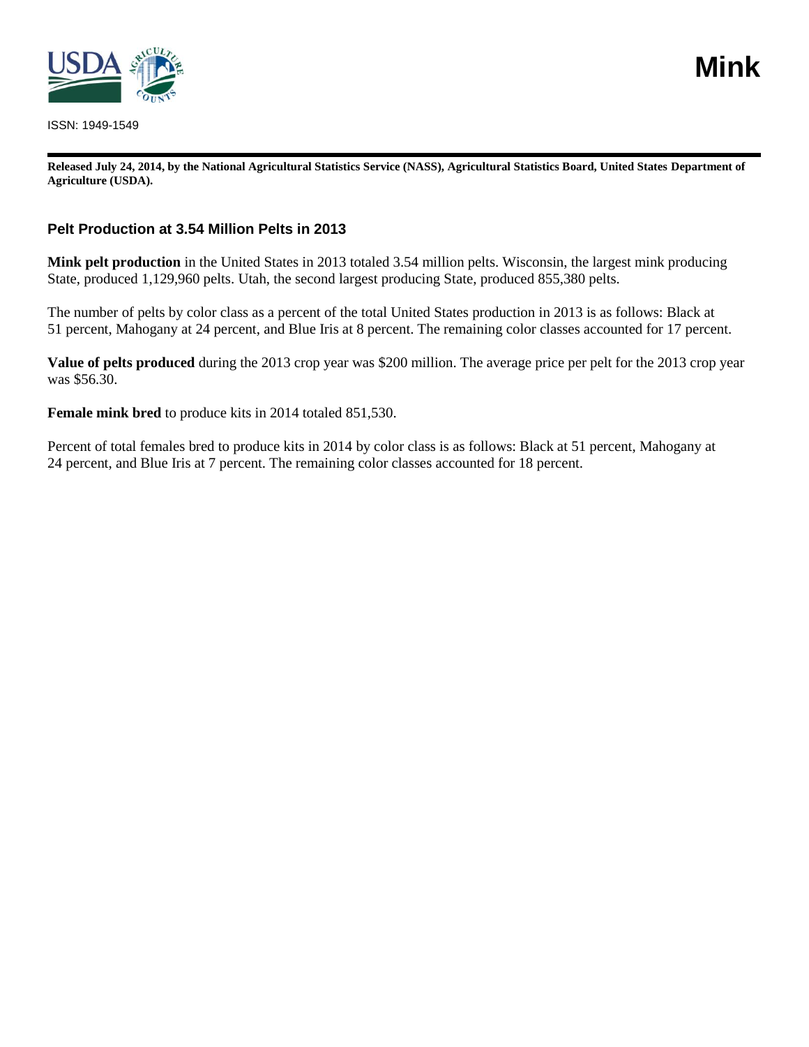# Mink

ISSN: 1949-1549

**Released July 24, 2014, by the National Agricultural Statistics Service (NASS), Agricultural Statistics Board, United States Department of Agriculture (USDA).**

## Pelt Production at 3.54 Million Pelts in 2013

**Mink pelt production** in the United States in 2013 totaled 3.54 million pelts. Wisconsin, the largest mink producing State, produced 1,129,960 pelts. Utah, the second largest producing State, produced 855,380 pelts.

The number of pelts by color class as a percent of the total United States production in 2013 is as follows: Black at 51 percent, Mahogany at 24 percent, and Blue Iris at 8 percent. The remaining color classes accounted for 17 percent.

**Value of pelts produced** during the 2013 crop year was $200 million. The average price per pelt for the 2013 crop year was $56.30.

**Female mink bred** to produce kits in 2014 totaled 851,530.

Percent of total females bred to produce kits in 2014 by color class is as follows: Black at 51 percent, Mahogany at 24 percent, and Blue Iris at 7 percent. The remaining color classes accounted for 18 percent.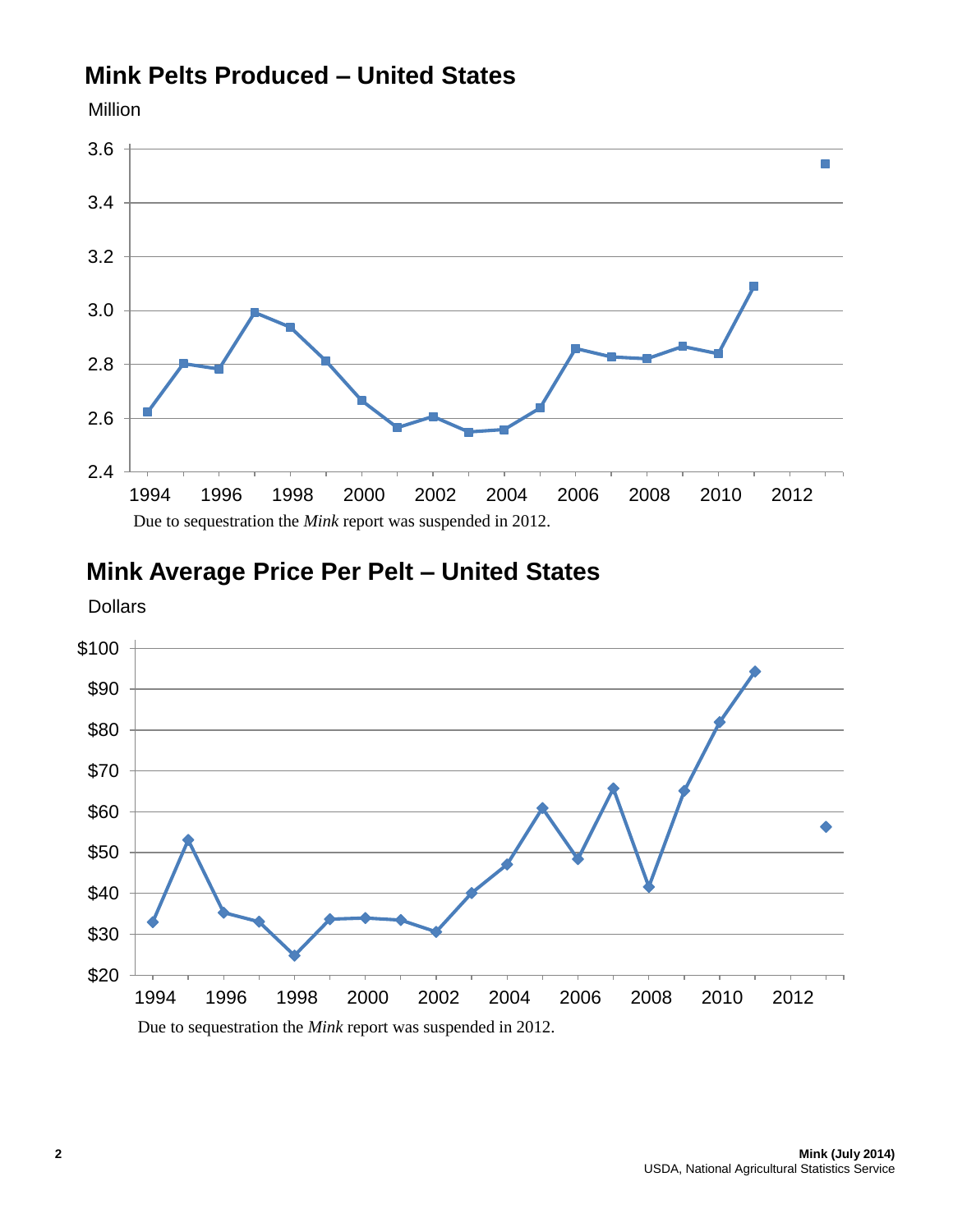## Mink Pelts Produced – United States

Million

Due to sequestration the *Mink* report was suspended in 2012.

## Mink Average Price Per Pelt – United States

Dollars

Due to sequestration the *Mink* report was suspended in 2012.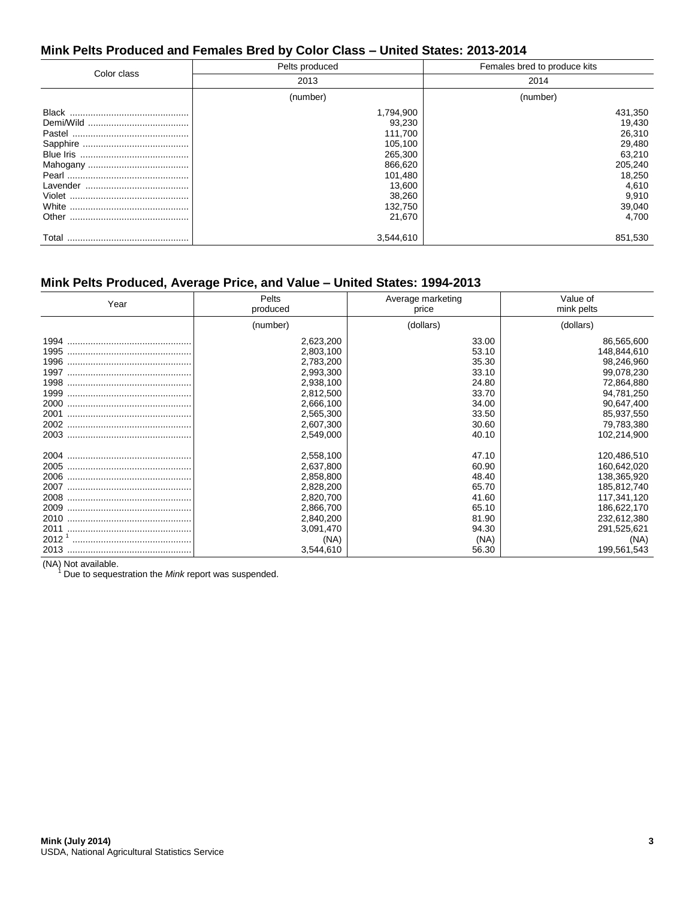## Mink Pelts Produced and Females Bred by Color Class – United States: 2013-2014

| Color class | Pelts produced | Females bred to produce kits |
|---|---|---|
| | 2013 | 2014 |
| | (number) | (number) |
| Black | 1,794,900 | 431,350 |
| Demi/Wild | 93,230 | 19,430 |
| Pastel | 111,700 | 26,310 |
| Sapphire | 105,100 | 29,480 |
| Blue Iris | 265,300 | 63,210 |
| Mahogany | 866,620 | 205,240 |
| Pearl | 101,480 | 18,250 |
| Lavender | 13,600 | 4,610 |
| Violet | 38,260 | 9,910 |
| White | 132,750 | 39,040 |
| Other | 21,670 | 4,700 |
| Total | 3,544,610 | 851,530 |

## Mink Pelts Produced, Average Price, and Value – United States: 1994-2013

| Year | Pelts produced | Average marketing price | Value of mink pelts |
|---|---|---|---|
| | (number) | (dollars) | (dollars) |
| 1994 | 2,623,200 | 33.00 | 86,565,600 |
| 1995 | 2,803,100 | 53.10 | 148,844,610 |
| 1996 | 2,783,200 | 35.30 | 98,246,960 |
| 1997 | 2,993,300 | 33.10 | 99,078,230 |
| 1998 | 2,938,100 | 24.80 | 72,864,880 |
| 1999 | 2,812,500 | 33.70 | 94,781,250 |
| 2000 | 2,666,100 | 34.00 | 90,647,400 |
| 2001 | 2,565,300 | 33.50 | 85,937,550 |
| 2002 | 2,607,300 | 30.60 | 79,783,380 |
| 2003 | 2,549,000 | 40.10 | 102,214,900 |
| 2004 | 2,558,100 | 47.10 | 120,486,510 |
| 2005 | 2,637,800 | 60.90 | 160,642,020 |
| 2006 | 2,858,800 | 48.40 | 138,365,920 |
| 2007 | 2,828,200 | 65.70 | 185,812,740 |
| 2008 | 2,820,700 | 41.60 | 117,341,120 |
| 2009 | 2,866,700 | 65.10 | 186,622,170 |
| 2010 | 2,840,200 | 81.90 | 232,612,380 |
| 2011 | 3,091,470 | 94.30 | 291,525,621 |
| 2012 [1] | (NA) | (NA) | (NA) |
| 2013 | 3,544,610 | 56.30 | 199,561,543 |

(NA) Not available.
[1] Due to sequestration the *Mink* report was suspended.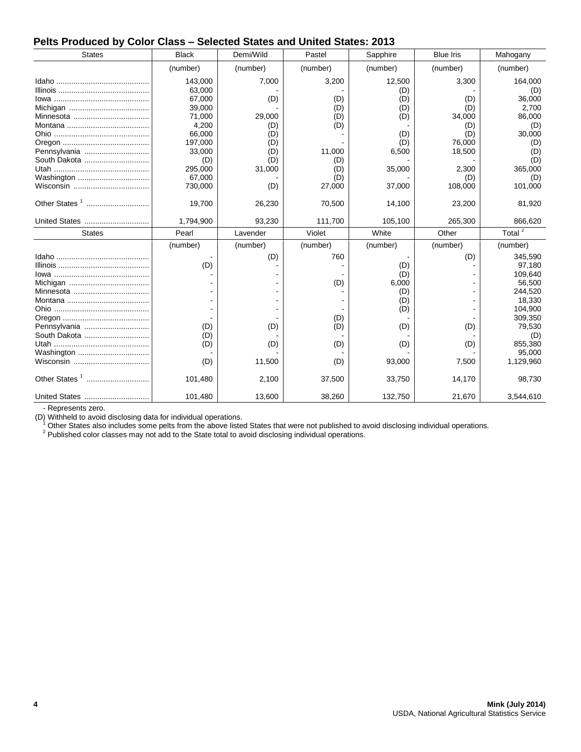## Pelts Produced by Color Class – Selected States and United States: 2013

| States | Black | Demi/Wild | Pastel | Sapphire | Blue Iris | Mahogany |
|---|---|---|---|---|---|---|
| | (number) | (number) | (number) | (number) | (number) | (number) |
| Idaho | 143,000 | 7,000 | 3,200 | 12,500 | 3,300 | 164,000 |
| Illinois | 63,000 | - | - | (D) | - | (D) |
| Iowa | 67,000 | (D) | (D) | (D) | (D) | 36,000 |
| Michigan | 39,000 | - | (D) | (D) | (D) | 2,700 |
| Minnesota | 71,000 | 29,000 | (D) | (D) | 34,000 | 86,000 |
| Montana | 4,200 | (D) | (D) | - | (D) | (D) |
| Ohio | 66,000 | (D) | - | (D) | (D) | 30,000 |
| Oregon | 197,000 | (D) | - | (D) | 76,000 | (D) |
| Pennsylvania | 33,000 | (D) | 11,000 | 6,500 | 18,500 | (D) |
| South Dakota | (D) | (D) | (D) | - | - | (D) |
| Utah | 295,000 | 31,000 | (D) | 35,000 | 2,300 | 365,000 |
| Washington | 67,000 | - | (D) | - | (D) | (D) |
| Wisconsin | 730,000 | (D) | 27,000 | 37,000 | 108,000 | 101,000 |
| Other States [1] | 19,700 | 26,230 | 70,500 | 14,100 | 23,200 | 81,920 |
| United States | 1,794,900 | 93,230 | 111,700 | 105,100 | 265,300 | 866,620 |
| **States** | **Pearl** | **Lavender** | **Violet** | **White** | **Other** | **Total [2]** |
| | (number) | (number) | (number) | (number) | (number) | (number) |
| Idaho | - | (D) | 760 | - | (D) | 345,590 |
| Illinois | (D) | - | - | (D) | - | 97,180 |
| Iowa | - | - | - | (D) | - | 109,640 |
| Michigan | - | - | (D) | 6,000 | - | 56,500 |
| Minnesota | - | - | - | (D) | - | 244,520 |
| Montana | - | - | - | (D) | - | 18,330 |
| Ohio | - | - | - | (D) | - | 104,900 |
| Oregon | - | - | (D) | - | - | 309,350 |
| Pennsylvania | (D) | (D) | (D) | (D) | (D) | 79,530 |
| South Dakota | (D) | - | - | - | - | (D) |
| Utah | (D) | (D) | (D) | (D) | (D) | 855,380 |
| Washington | - | - | - | - | - | 95,000 |
| Wisconsin | (D) | 11,500 | (D) | 93,000 | 7,500 | 1,129,960 |
| Other States [1] | 101,480 | 2,100 | 37,500 | 33,750 | 14,170 | 98,730 |
| United States | 101,480 | 13,600 | 38,260 | 132,750 | 21,670 | 3,544,610 |

- Represents zero.

(D) Withheld to avoid disclosing data for individual operations.

[1] Other States also includes some pelts from the above listed States that were not published to avoid disclosing individual operations.

[2] Published color classes may not add to the State total to avoid disclosing individual operations.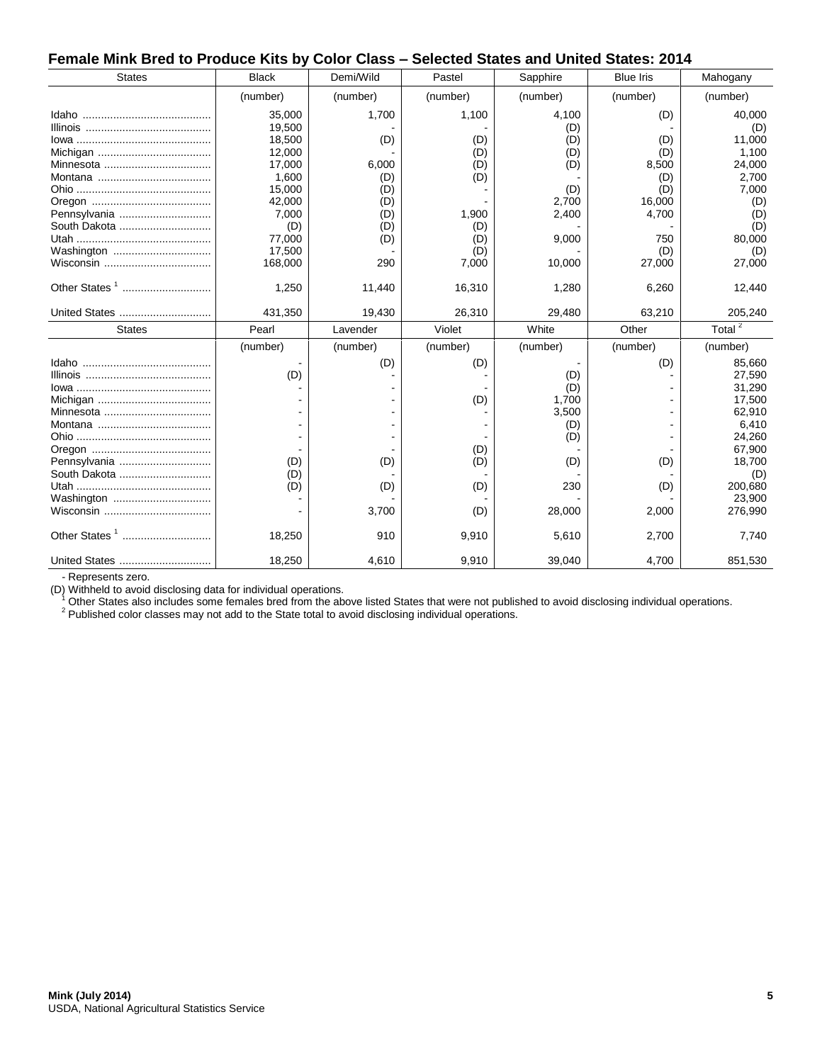## Female Mink Bred to Produce Kits by Color Class – Selected States and United States: 2014

| States | Black | Demi/Wild | Pastel | Sapphire | Blue Iris | Mahogany |
|---|---|---|---|---|---|---|
| | (number) | (number) | (number) | (number) | (number) | (number) |
| Idaho | 35,000 | 1,700 | 1,100 | 4,100 | (D) | 40,000 |
| Illinois | 19,500 | - | - | (D) | - | (D) |
| Iowa | 18,500 | (D) | (D) | (D) | (D) | 11,000 |
| Michigan | 12,000 | - | (D) | (D) | (D) | 1,100 |
| Minnesota | 17,000 | 6,000 | (D) | (D) | 8,500 | 24,000 |
| Montana | 1,600 | (D) | (D) | - | (D) | 2,700 |
| Ohio | 15,000 | (D) | - | (D) | (D) | 7,000 |
| Oregon | 42,000 | (D) | - | 2,700 | 16,000 | (D) |
| Pennsylvania | 7,000 | (D) | 1,900 | 2,400 | 4,700 | (D) |
| South Dakota | (D) | (D) | (D) | - | - | (D) |
| Utah | 77,000 | (D) | (D) | 9,000 | 750 | 80,000 |
| Washington | 17,500 | - | (D) | - | (D) | (D) |
| Wisconsin | 168,000 | 290 | 7,000 | 10,000 | 27,000 | 27,000 |
| Other States [1] | 1,250 | 11,440 | 16,310 | 1,280 | 6,260 | 12,440 |
| United States | 431,350 | 19,430 | 26,310 | 29,480 | 63,210 | 205,240 |

| States | Pearl | Lavender | Violet | White | Other | Total [2] |
|---|---|---|---|---|---|---|
| | (number) | (number) | (number) | (number) | (number) | (number) |
| Idaho | - | (D) | (D) | - | (D) | 85,660 |
| Illinois | (D) | - | - | (D) | - | 27,590 |
| Iowa | - | - | - | (D) | - | 31,290 |
| Michigan | - | - | (D) | 1,700 | - | 17,500 |
| Minnesota | - | - | - | 3,500 | - | 62,910 |
| Montana | - | - | - | (D) | - | 6,410 |
| Ohio | - | - | - | (D) | - | 24,260 |
| Oregon | - | - | (D) | - | - | 67,900 |
| Pennsylvania | (D) | (D) | (D) | (D) | (D) | 18,700 |
| South Dakota | (D) | - | - | - | - | (D) |
| Utah | (D) | (D) | (D) | 230 | (D) | 200,680 |
| Washington | - | - | - | - | - | 23,900 |
| Wisconsin | - | 3,700 | (D) | 28,000 | 2,000 | 276,990 |
| Other States [1] | 18,250 | 910 | 9,910 | 5,610 | 2,700 | 7,740 |
| United States | 18,250 | 4,610 | 9,910 | 39,040 | 4,700 | 851,530 |

\- Represents zero.

(D) Withheld to avoid disclosing data for individual operations.

[1] Other States also includes some females bred from the above listed States that were not published to avoid disclosing individual operations.

[2] Published color classes may not add to the State total to avoid disclosing individual operations.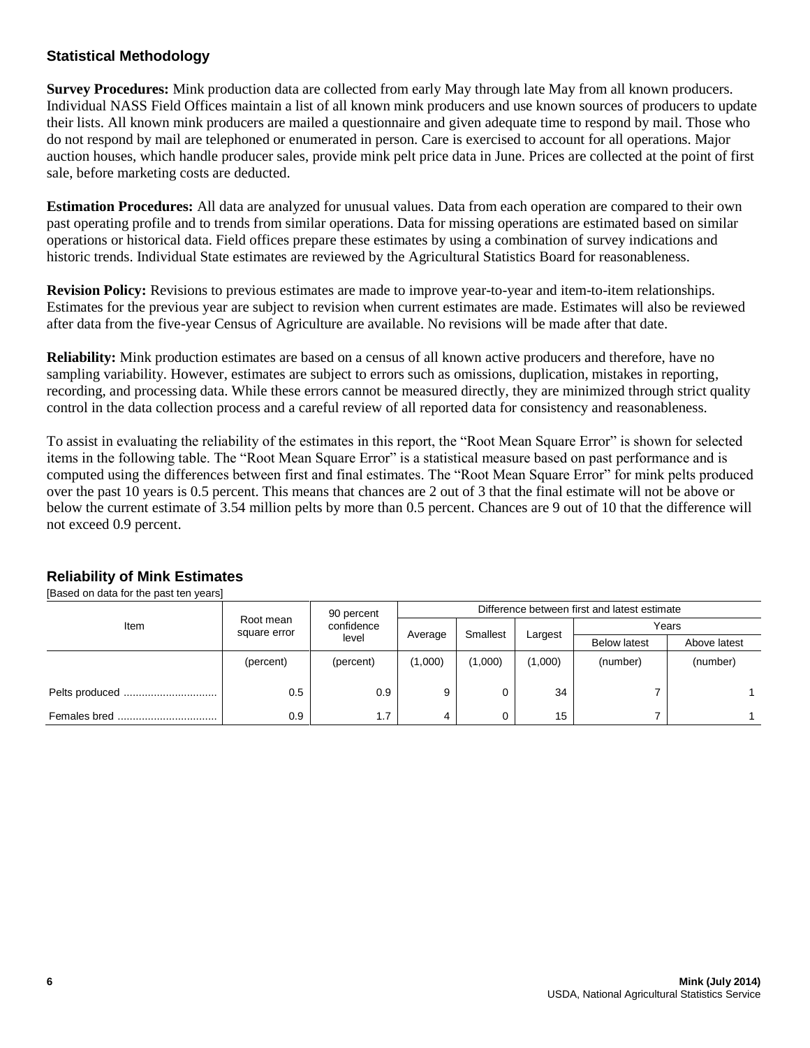## Statistical Methodology

**Survey Procedures:** Mink production data are collected from early May through late May from all known producers. Individual NASS Field Offices maintain a list of all known mink producers and use known sources of producers to update their lists. All known mink producers are mailed a questionnaire and given adequate time to respond by mail. Those who do not respond by mail are telephoned or enumerated in person. Care is exercised to account for all operations. Major auction houses, which handle producer sales, provide mink pelt price data in June. Prices are collected at the point of first sale, before marketing costs are deducted.

**Estimation Procedures:** All data are analyzed for unusual values. Data from each operation are compared to their own past operating profile and to trends from similar operations. Data for missing operations are estimated based on similar operations or historical data. Field offices prepare these estimates by using a combination of survey indications and historic trends. Individual State estimates are reviewed by the Agricultural Statistics Board for reasonableness.

**Revision Policy:** Revisions to previous estimates are made to improve year-to-year and item-to-item relationships. Estimates for the previous year are subject to revision when current estimates are made. Estimates will also be reviewed after data from the five-year Census of Agriculture are available. No revisions will be made after that date.

**Reliability:** Mink production estimates are based on a census of all known active producers and therefore, have no sampling variability. However, estimates are subject to errors such as omissions, duplication, mistakes in reporting, recording, and processing data. While these errors cannot be measured directly, they are minimized through strict quality control in the data collection process and a careful review of all reported data for consistency and reasonableness.

To assist in evaluating the reliability of the estimates in this report, the "Root Mean Square Error" is shown for selected items in the following table. The "Root Mean Square Error" is a statistical measure based on past performance and is computed using the differences between first and final estimates. The "Root Mean Square Error" for mink pelts produced over the past 10 years is 0.5 percent. This means that chances are 2 out of 3 that the final estimate will not be above or below the current estimate of 3.54 million pelts by more than 0.5 percent. Chances are 9 out of 10 that the difference will not exceed 0.9 percent.

## Reliability of Mink Estimates

[Based on data for the past ten years]

| Item | Root mean square error | 90 percent confidence level | Difference between first and latest estimate | | | | |
|---|---|---|---|---|---|---|---|
| | | | Average | Smallest | Largest | Years | |
| | | | | | | Below latest | Above latest |
| | (percent) | (percent) | (1,000) | (1,000) | (1,000) | (number) | (number) |
| Pelts produced | 0.5 | 0.9 | 9 | 0 | 34 | 7 | 1 |
| Females bred | 0.9 | 1.7 | 4 | 0 | 15 | 7 | 1 |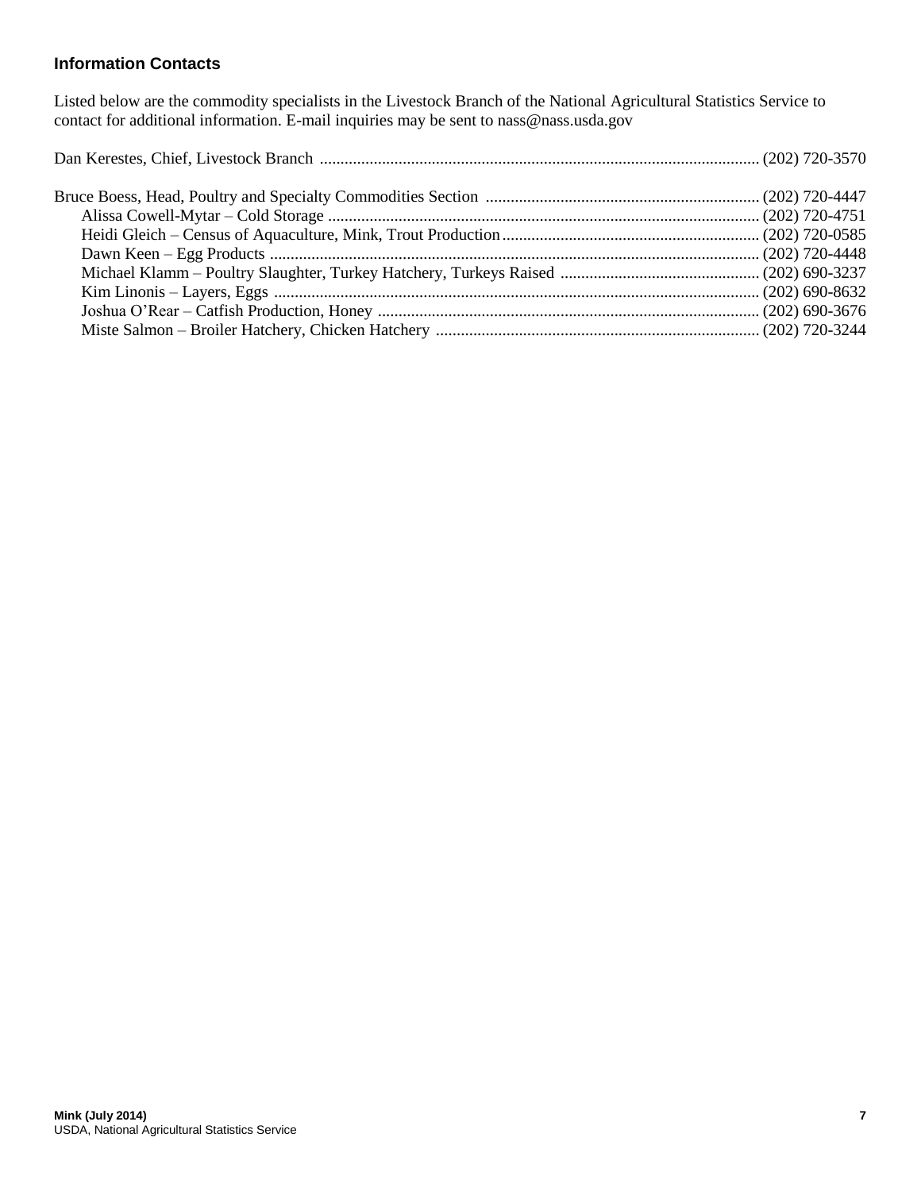## Information Contacts

Listed below are the commodity specialists in the Livestock Branch of the National Agricultural Statistics Service to contact for additional information. E-mail inquiries may be sent to nass@nass.usda.gov

Dan Kerestes, Chief, Livestock Branch ........................................................................................................ (202) 720-3570

Bruce Boess, Head, Poultry and Specialty Commodities Section ................................................................. (202) 720-4447
- Alissa Cowell-Mytar – Cold Storage ....................................................................................................... (202) 720-4751
- Heidi Gleich – Census of Aquaculture, Mink, Trout Production ............................................................. (202) 720-0585
- Dawn Keen – Egg Products ...................................................................................................................... (202) 720-4448
- Michael Klamm – Poultry Slaughter, Turkey Hatchery, Turkeys Raised ................................................ (202) 690-3237
- Kim Linonis – Layers, Eggs ..................................................................................................................... (202) 690-8632
- Joshua O'Rear – Catfish Production, Honey ........................................................................................... (202) 690-3676
- Miste Salmon – Broiler Hatchery, Chicken Hatchery ............................................................................. (202) 720-3244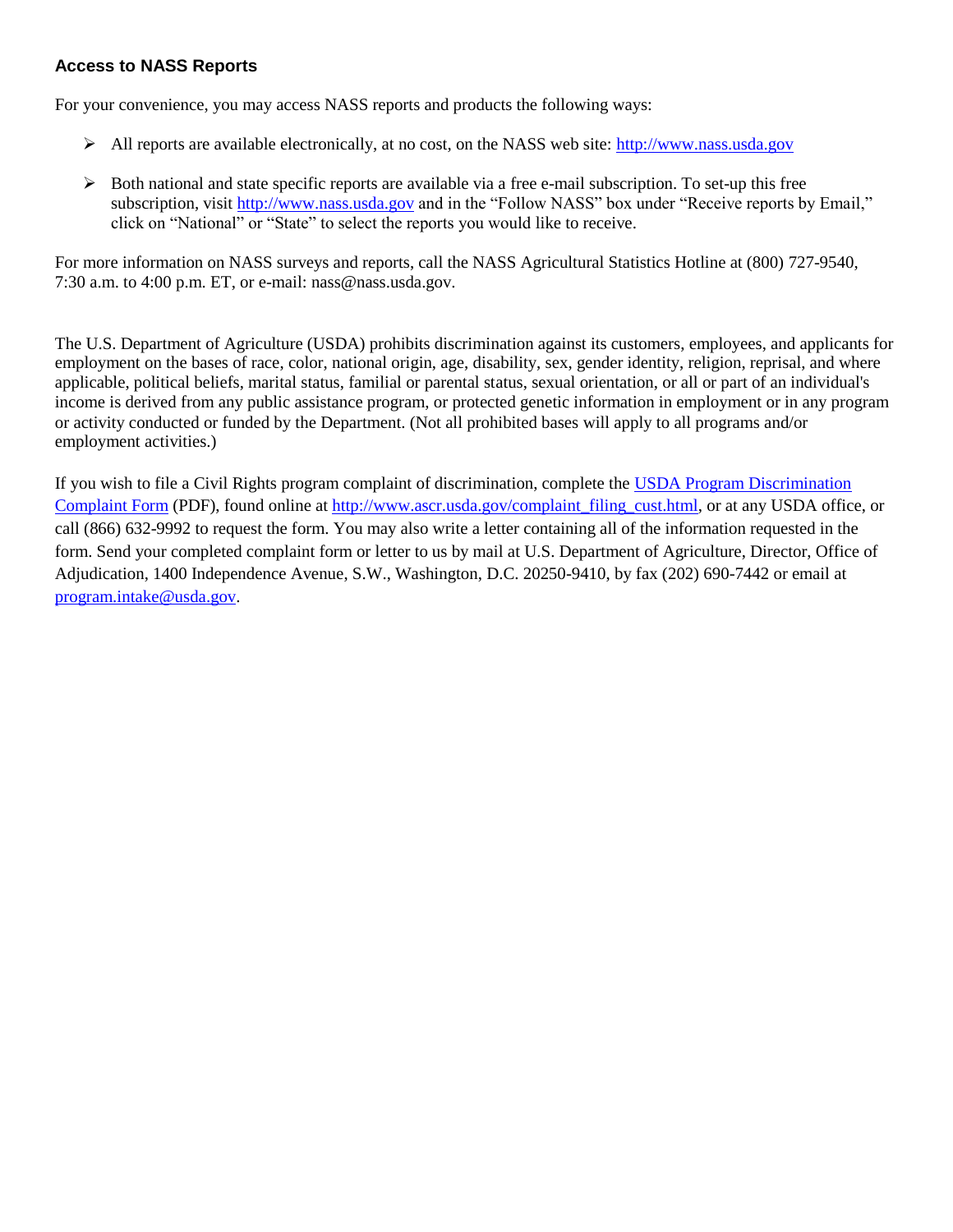### Access to NASS Reports

For your convenience, you may access NASS reports and products the following ways:

- All reports are available electronically, at no cost, on the NASS web site: [http://www.nass.usda.gov](http://www.nass.usda.gov)

- Both national and state specific reports are available via a free e-mail subscription. To set-up this free subscription, visit [http://www.nass.usda.gov](http://www.nass.usda.gov) and in the "Follow NASS" box under "Receive reports by Email," click on "National" or "State" to select the reports you would like to receive.

For more information on NASS surveys and reports, call the NASS Agricultural Statistics Hotline at (800) 727-9540, 7:30 a.m. to 4:00 p.m. ET, or e-mail: nass@nass.usda.gov.

The U.S. Department of Agriculture (USDA) prohibits discrimination against its customers, employees, and applicants for employment on the bases of race, color, national origin, age, disability, sex, gender identity, religion, reprisal, and where applicable, political beliefs, marital status, familial or parental status, sexual orientation, or all or part of an individual's income is derived from any public assistance program, or protected genetic information in employment or in any program or activity conducted or funded by the Department. (Not all prohibited bases will apply to all programs and/or employment activities.)

If you wish to file a Civil Rights program complaint of discrimination, complete the USDA Program Discrimination Complaint Form (PDF), found online at [http://www.ascr.usda.gov/complaint_filing_cust.html](http://www.ascr.usda.gov/complaint_filing_cust.html), or at any USDA office, or call (866) 632-9992 to request the form. You may also write a letter containing all of the information requested in the form. Send your completed complaint form or letter to us by mail at U.S. Department of Agriculture, Director, Office of Adjudication, 1400 Independence Avenue, S.W., Washington, D.C. 20250-9410, by fax (202) 690-7442 or email at [program.intake@usda.gov](mailto:program.intake@usda.gov).